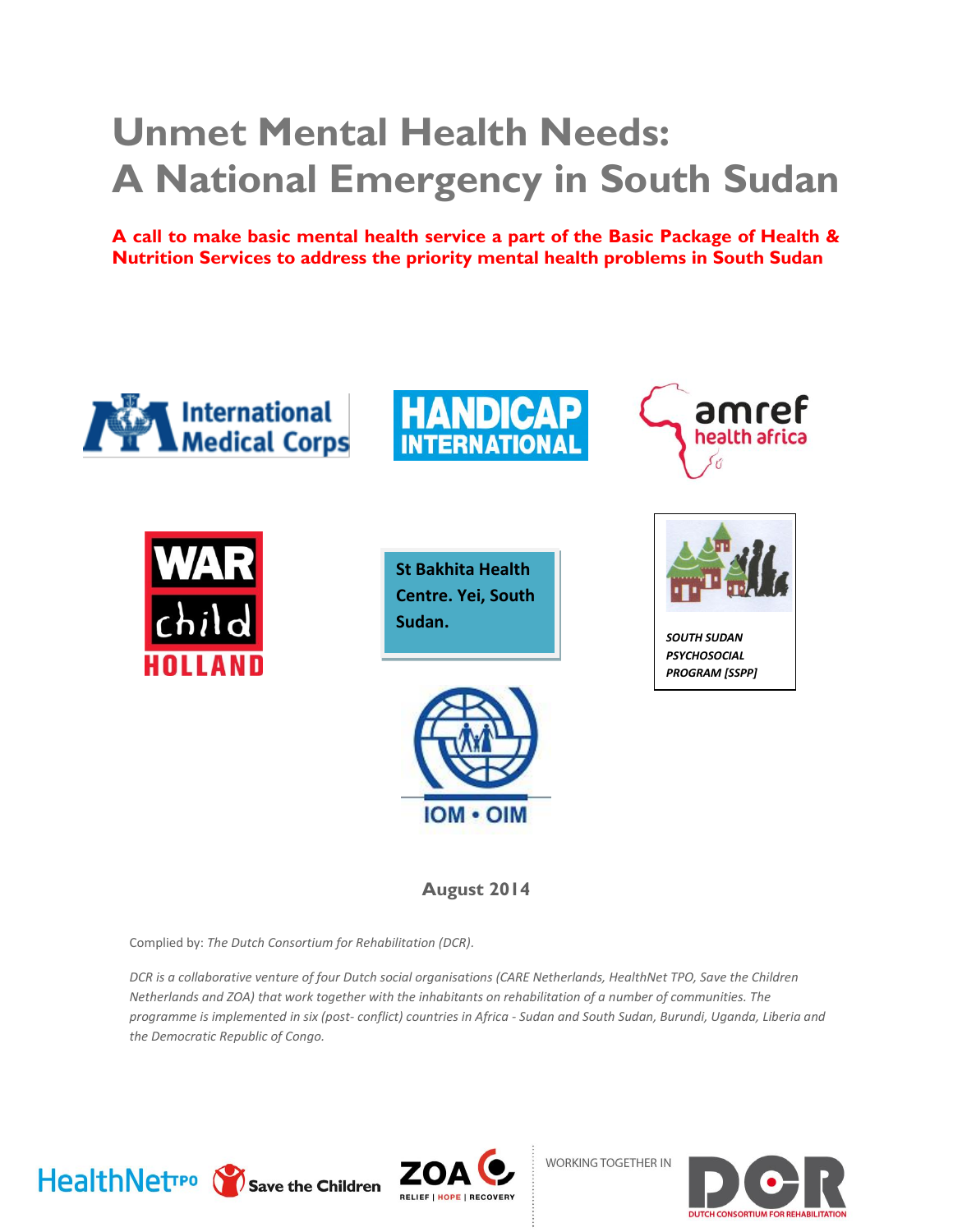# Unmet Mental Health Needs: A National Emergency in South Sudan

**A call to make basic mental health service a part of the Basic Package of Health & Nutrition Services to address the priority mental health problems in South Sudan**

St Bakhita Health Centre. Yei, South Sudan.

*SOUTH SUDAN PSYCHOSOCIAL PROGRAM [SSPP]*

**August 2014**

Complied by: *The Dutch Consortium for Rehabilitation (DCR).*

*DCR is a collaborative venture of four Dutch social organisations (CARE Netherlands, HealthNet TPO, Save the Children Netherlands and ZOA) that work together with the inhabitants on rehabilitation of a number of communities. The programme is implemented in six (post- conflict) countries in Africa - Sudan and South Sudan, Burundi, Uganda, Liberia and the Democratic Republic of Congo.*

WORKING TOGETHER IN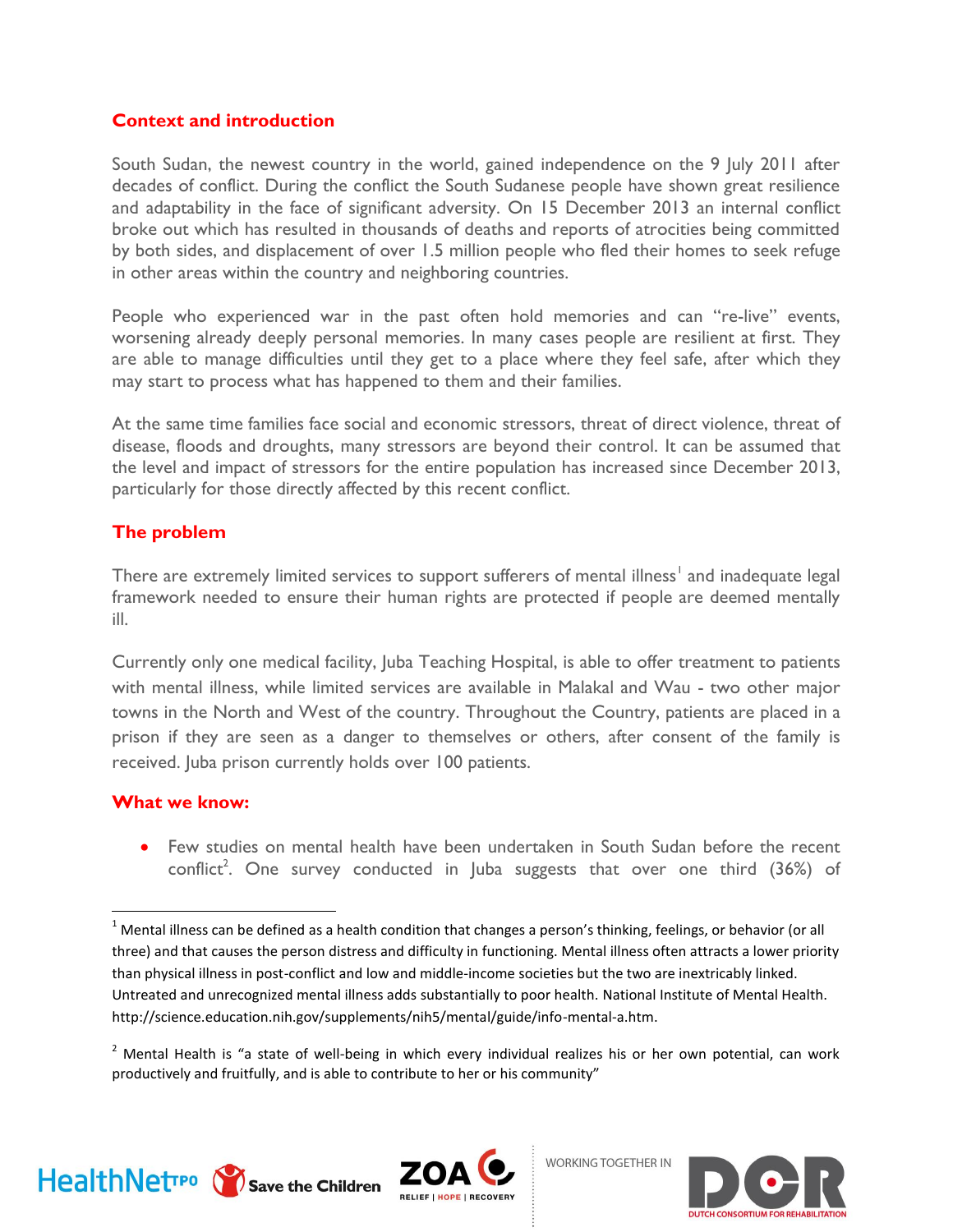## Context and introduction

South Sudan, the newest country in the world, gained independence on the 9 July 2011 after decades of conflict. During the conflict the South Sudanese people have shown great resilience and adaptability in the face of significant adversity. On 15 December 2013 an internal conflict broke out which has resulted in thousands of deaths and reports of atrocities being committed by both sides, and displacement of over 1.5 million people who fled their homes to seek refuge in other areas within the country and neighboring countries.

People who experienced war in the past often hold memories and can "re-live" events, worsening already deeply personal memories. In many cases people are resilient at first. They are able to manage difficulties until they get to a place where they feel safe, after which they may start to process what has happened to them and their families.

At the same time families face social and economic stressors, threat of direct violence, threat of disease, floods and droughts, many stressors are beyond their control. It can be assumed that the level and impact of stressors for the entire population has increased since December 2013, particularly for those directly affected by this recent conflict.

## The problem

There are extremely limited services to support sufferers of mental illness[1] and inadequate legal framework needed to ensure their human rights are protected if people are deemed mentally ill.

Currently only one medical facility, Juba Teaching Hospital, is able to offer treatment to patients with mental illness, while limited services are available in Malakal and Wau - two other major towns in the North and West of the country. Throughout the Country, patients are placed in a prison if they are seen as a danger to themselves or others, after consent of the family is received. Juba prison currently holds over 100 patients.

## What we know:

- Few studies on mental health have been undertaken in South Sudan before the recent conflict[2]. One survey conducted in Juba suggests that over one third (36%) of

---

[1] Mental illness can be defined as a health condition that changes a person's thinking, feelings, or behavior (or all three) and that causes the person distress and difficulty in functioning. Mental illness often attracts a lower priority than physical illness in post-conflict and low and middle-income societies but the two are inextricably linked. Untreated and unrecognized mental illness adds substantially to poor health. National Institute of Mental Health. http://science.education.nih.gov/supplements/nih5/mental/guide/info-mental-a.htm.

[2] Mental Health is "a state of well-being in which every individual realizes his or her own potential, can work productively and fruitfully, and is able to contribute to her or his community"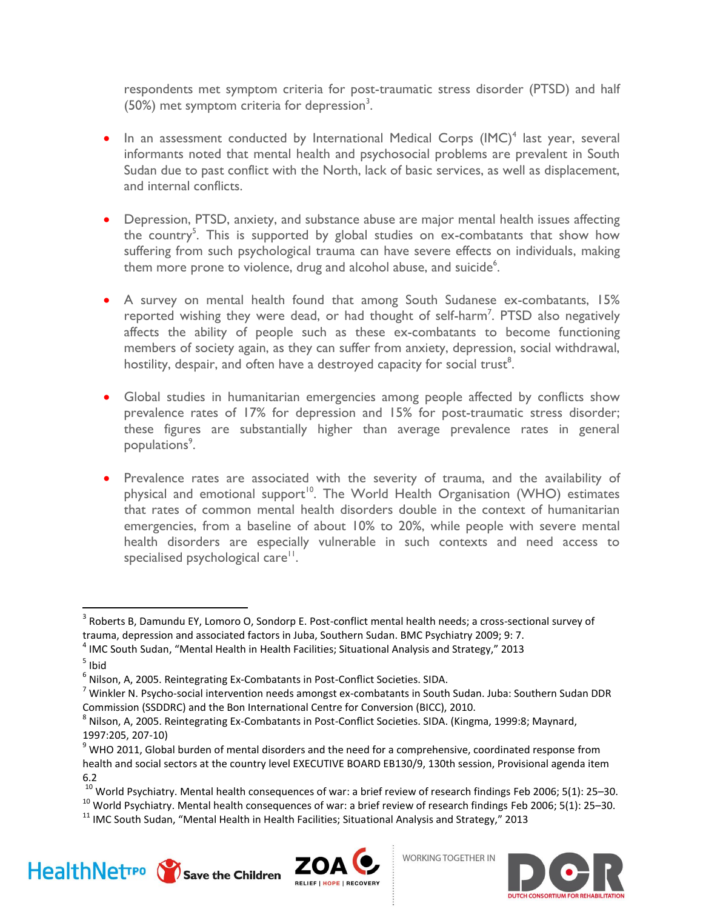respondents met symptom criteria for post-traumatic stress disorder (PTSD) and half (50%) met symptom criteria for depression[3].

- In an assessment conducted by International Medical Corps (IMC)[4] last year, several informants noted that mental health and psychosocial problems are prevalent in South Sudan due to past conflict with the North, lack of basic services, as well as displacement, and internal conflicts.

- Depression, PTSD, anxiety, and substance abuse are major mental health issues affecting the country[5]. This is supported by global studies on ex-combatants that show how suffering from such psychological trauma can have severe effects on individuals, making them more prone to violence, drug and alcohol abuse, and suicide[6].

- A survey on mental health found that among South Sudanese ex-combatants, 15% reported wishing they were dead, or had thought of self-harm[7]. PTSD also negatively affects the ability of people such as these ex-combatants to become functioning members of society again, as they can suffer from anxiety, depression, social withdrawal, hostility, despair, and often have a destroyed capacity for social trust[8].

- Global studies in humanitarian emergencies among people affected by conflicts show prevalence rates of 17% for depression and 15% for post-traumatic stress disorder; these figures are substantially higher than average prevalence rates in general populations[9].

- Prevalence rates are associated with the severity of trauma, and the availability of physical and emotional support[10]. The World Health Organisation (WHO) estimates that rates of common mental health disorders double in the context of humanitarian emergencies, from a baseline of about 10% to 20%, while people with severe mental health disorders are especially vulnerable in such contexts and need access to specialised psychological care[11].

---

[3] Roberts B, Damundu EY, Lomoro O, Sondorp E. Post-conflict mental health needs; a cross-sectional survey of trauma, depression and associated factors in Juba, Southern Sudan. BMC Psychiatry 2009; 9: 7.

[4] IMC South Sudan, "Mental Health in Health Facilities; Situational Analysis and Strategy," 2013

[5] Ibid

[6] Nilson, A, 2005. Reintegrating Ex-Combatants in Post-Conflict Societies. SIDA.

[7] Winkler N. Psycho-social intervention needs amongst ex-combatants in South Sudan. Juba: Southern Sudan DDR Commission (SSDDRC) and the Bon International Centre for Conversion (BICC), 2010.

[8] Nilson, A, 2005. Reintegrating Ex-Combatants in Post-Conflict Societies. SIDA. (Kingma, 1999:8; Maynard, 1997:205, 207-10)

[9] WHO 2011, Global burden of mental disorders and the need for a comprehensive, coordinated response from health and social sectors at the country level EXECUTIVE BOARD EB130/9, 130th session, Provisional agenda item 6.2

[10] World Psychiatry. Mental health consequences of war: a brief review of research findings Feb 2006; 5(1): 25–30.

[10] World Psychiatry. Mental health consequences of war: a brief review of research findings Feb 2006; 5(1): 25–30.

[11] IMC South Sudan, "Mental Health in Health Facilities; Situational Analysis and Strategy," 2013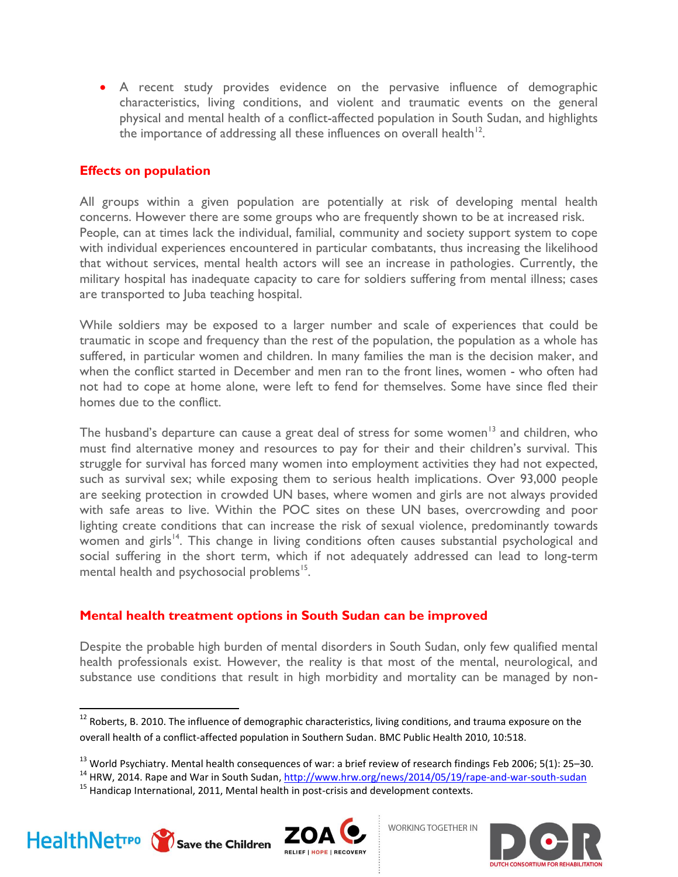- A recent study provides evidence on the pervasive influence of demographic characteristics, living conditions, and violent and traumatic events on the general physical and mental health of a conflict-affected population in South Sudan, and highlights the importance of addressing all these influences on overall health[12].

## Effects on population

All groups within a given population are potentially at risk of developing mental health concerns. However there are some groups who are frequently shown to be at increased risk. People, can at times lack the individual, familial, community and society support system to cope with individual experiences encountered in particular combatants, thus increasing the likelihood that without services, mental health actors will see an increase in pathologies. Currently, the military hospital has inadequate capacity to care for soldiers suffering from mental illness; cases are transported to Juba teaching hospital.

While soldiers may be exposed to a larger number and scale of experiences that could be traumatic in scope and frequency than the rest of the population, the population as a whole has suffered, in particular women and children. In many families the man is the decision maker, and when the conflict started in December and men ran to the front lines, women - who often had not had to cope at home alone, were left to fend for themselves. Some have since fled their homes due to the conflict.

The husband's departure can cause a great deal of stress for some women[13] and children, who must find alternative money and resources to pay for their and their children's survival. This struggle for survival has forced many women into employment activities they had not expected, such as survival sex; while exposing them to serious health implications. Over 93,000 people are seeking protection in crowded UN bases, where women and girls are not always provided with safe areas to live. Within the POC sites on these UN bases, overcrowding and poor lighting create conditions that can increase the risk of sexual violence, predominantly towards women and girls[14]. This change in living conditions often causes substantial psychological and social suffering in the short term, which if not adequately addressed can lead to long-term mental health and psychosocial problems[15].

## Mental health treatment options in South Sudan can be improved

Despite the probable high burden of mental disorders in South Sudan, only few qualified mental health professionals exist. However, the reality is that most of the mental, neurological, and substance use conditions that result in high morbidity and mortality can be managed by non-

---

[12] Roberts, B. 2010. The influence of demographic characteristics, living conditions, and trauma exposure on the overall health of a conflict-affected population in Southern Sudan. BMC Public Health 2010, 10:518.

[13] World Psychiatry. Mental health consequences of war: a brief review of research findings Feb 2006; 5(1): 25–30.

[14] HRW, 2014. Rape and War in South Sudan, http://www.hrw.org/news/2014/05/19/rape-and-war-south-sudan

[15] Handicap International, 2011, Mental health in post-crisis and development contexts.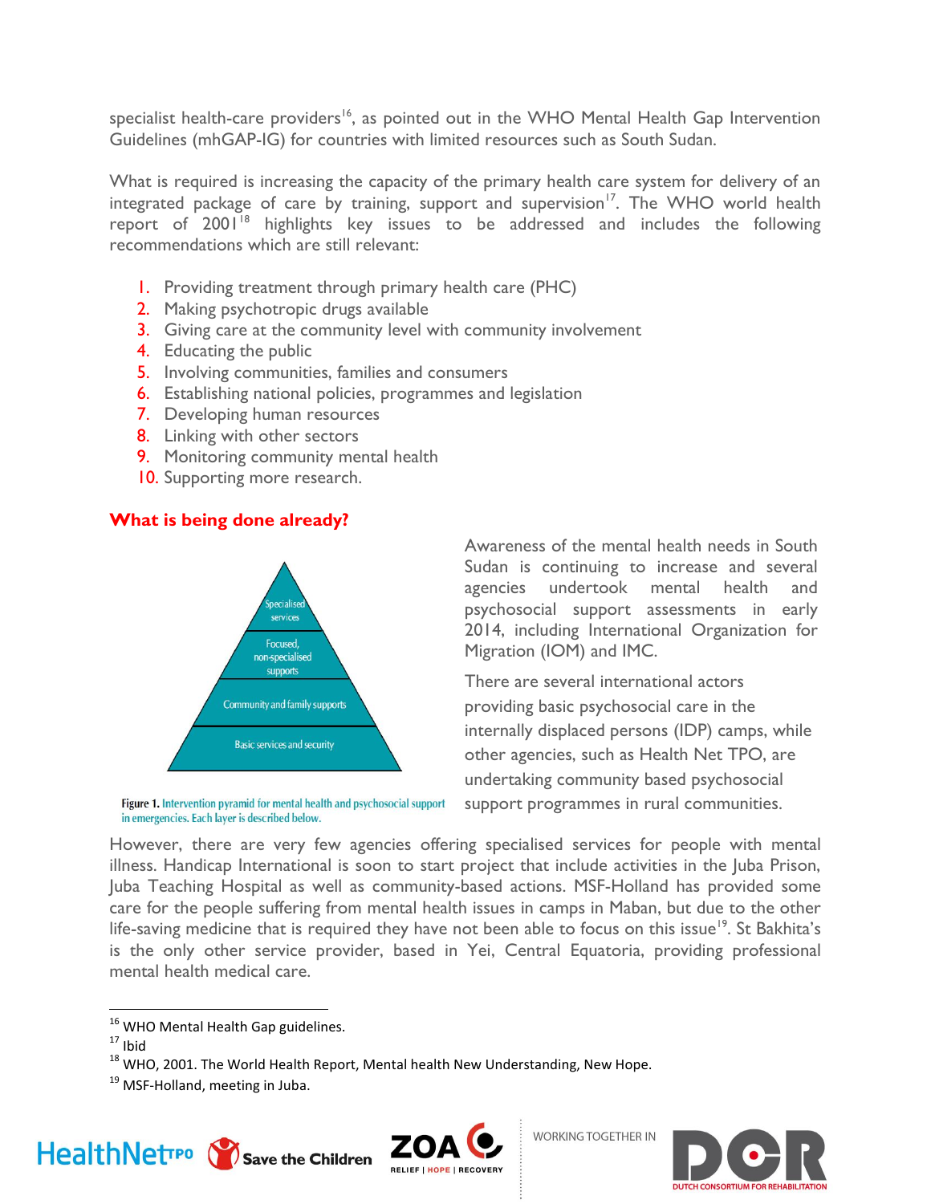specialist health-care providers[16], as pointed out in the WHO Mental Health Gap Intervention Guidelines (mhGAP-IG) for countries with limited resources such as South Sudan.

What is required is increasing the capacity of the primary health care system for delivery of an integrated package of care by training, support and supervision[17]. The WHO world health report of 2001[18] highlights key issues to be addressed and includes the following recommendations which are still relevant:

1. Providing treatment through primary health care (PHC)
2. Making psychotropic drugs available
3. Giving care at the community level with community involvement
4. Educating the public
5. Involving communities, families and consumers
6. Establishing national policies, programmes and legislation
7. Developing human resources
8. Linking with other sectors
9. Monitoring community mental health
10. Supporting more research.

## What is being done already?

Specialised services

Focused, non-specialised supports

Community and family supports

Basic services and security

**Figure 1.** Intervention pyramid for mental health and psychosocial support in emergencies. Each layer is described below.

Awareness of the mental health needs in South Sudan is continuing to increase and several agencies undertook mental health and psychosocial support assessments in early 2014, including International Organization for Migration (IOM) and IMC.

There are several international actors providing basic psychosocial care in the internally displaced persons (IDP) camps, while other agencies, such as Health Net TPO, are undertaking community based psychosocial support programmes in rural communities.

However, there are very few agencies offering specialised services for people with mental illness. Handicap International is soon to start project that include activities in the Juba Prison, Juba Teaching Hospital as well as community-based actions. MSF-Holland has provided some care for the people suffering from mental health issues in camps in Maban, but due to the other life-saving medicine that is required they have not been able to focus on this issue[19]. St Bakhita's is the only other service provider, based in Yei, Central Equatoria, providing professional mental health medical care.

[16] WHO Mental Health Gap guidelines.

[17] Ibid

[18] WHO, 2001. The World Health Report, Mental health New Understanding, New Hope.

[19] MSF-Holland, meeting in Juba.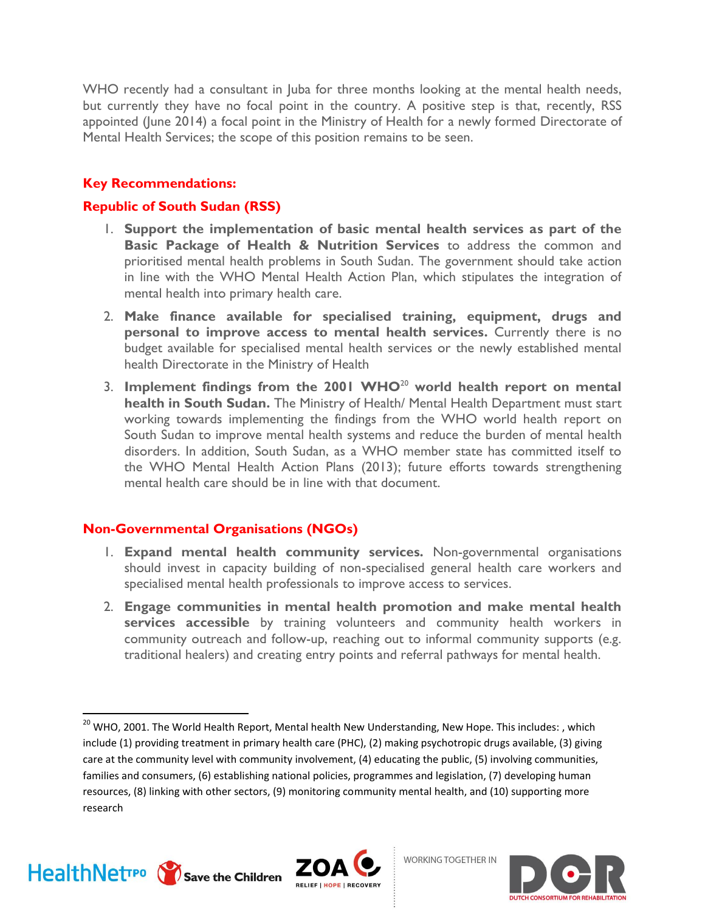WHO recently had a consultant in Juba for three months looking at the mental health needs, but currently they have no focal point in the country. A positive step is that, recently, RSS appointed (June 2014) a focal point in the Ministry of Health for a newly formed Directorate of Mental Health Services; the scope of this position remains to be seen.

## Key Recommendations:

### Republic of South Sudan (RSS)

1. **Support the implementation of basic mental health services as part of the Basic Package of Health & Nutrition Services** to address the common and prioritised mental health problems in South Sudan. The government should take action in line with the WHO Mental Health Action Plan, which stipulates the integration of mental health into primary health care.
2. **Make finance available for specialised training, equipment, drugs and personal to improve access to mental health services.** Currently there is no budget available for specialised mental health services or the newly established mental health Directorate in the Ministry of Health
3. **Implement findings from the 2001 WHO[20] world health report on mental health in South Sudan.** The Ministry of Health/ Mental Health Department must start working towards implementing the findings from the WHO world health report on South Sudan to improve mental health systems and reduce the burden of mental health disorders. In addition, South Sudan, as a WHO member state has committed itself to the WHO Mental Health Action Plans (2013); future efforts towards strengthening mental health care should be in line with that document.

### Non-Governmental Organisations (NGOs)

1. **Expand mental health community services.** Non-governmental organisations should invest in capacity building of non-specialised general health care workers and specialised mental health professionals to improve access to services.
2. **Engage communities in mental health promotion and make mental health services accessible** by training volunteers and community health workers in community outreach and follow-up, reaching out to informal community supports (e.g. traditional healers) and creating entry points and referral pathways for mental health.

[20] WHO, 2001. The World Health Report, Mental health New Understanding, New Hope. This includes: , which include (1) providing treatment in primary health care (PHC), (2) making psychotropic drugs available, (3) giving care at the community level with community involvement, (4) educating the public, (5) involving communities, families and consumers, (6) establishing national policies, programmes and legislation, (7) developing human resources, (8) linking with other sectors, (9) monitoring community mental health, and (10) supporting more research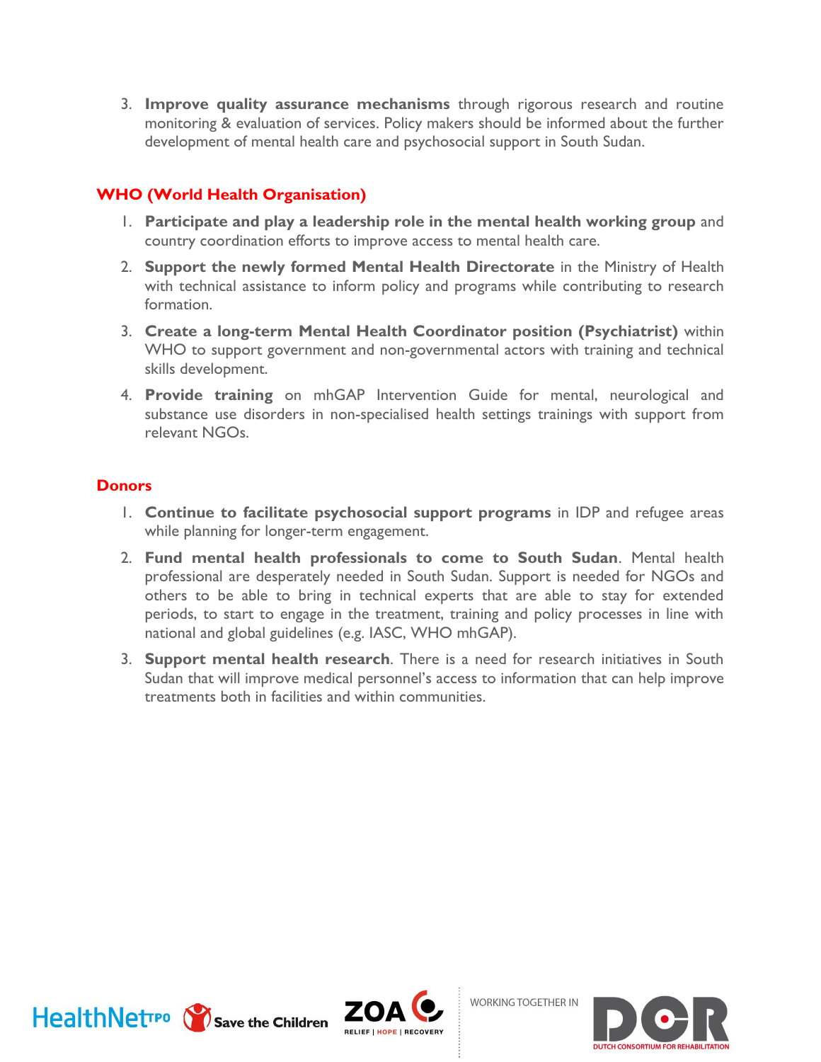3. **Improve quality assurance mechanisms** through rigorous research and routine monitoring & evaluation of services. Policy makers should be informed about the further development of mental health care and psychosocial support in South Sudan.

## WHO (World Health Organisation)

1. **Participate and play a leadership role in the mental health working group** and country coordination efforts to improve access to mental health care.
2. **Support the newly formed Mental Health Directorate** in the Ministry of Health with technical assistance to inform policy and programs while contributing to research formation.
3. **Create a long-term Mental Health Coordinator position (Psychiatrist)** within WHO to support government and non-governmental actors with training and technical skills development.
4. **Provide training** on mhGAP Intervention Guide for mental, neurological and substance use disorders in non-specialised health settings trainings with support from relevant NGOs.

## Donors

1. **Continue to facilitate psychosocial support programs** in IDP and refugee areas while planning for longer-term engagement.
2. **Fund mental health professionals to come to South Sudan**. Mental health professional are desperately needed in South Sudan. Support is needed for NGOs and others to be able to bring in technical experts that are able to stay for extended periods, to start to engage in the treatment, training and policy processes in line with national and global guidelines (e.g. IASC, WHO mhGAP).
3. **Support mental health research**. There is a need for research initiatives in South Sudan that will improve medical personnel's access to information that can help improve treatments both in facilities and within communities.

HealthNetTPO Save the Children ZOA RELIEF | HOPE | RECOVERY

WORKING TOGETHER IN DCR DUTCH CONSORTIUM FOR REHABILITATION